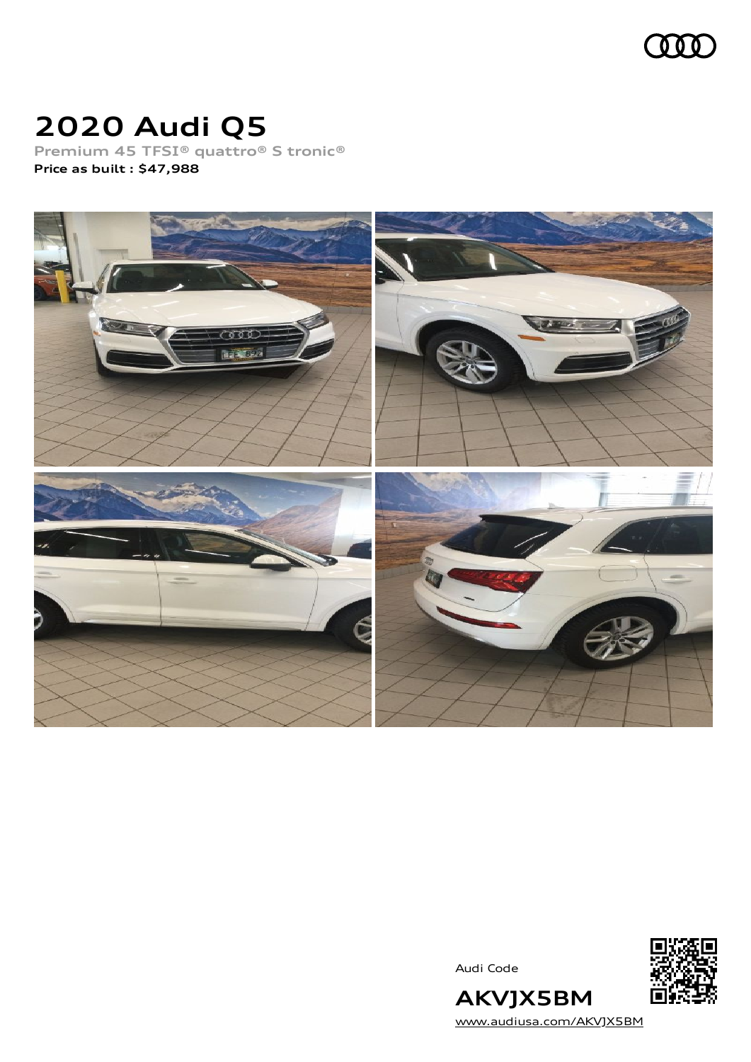# 2020 Audi Q5

Premium 45 TFSI® quattro® S tronic®

**Price as built : $47,988**

Audi Code

**AKVJX5BM**

www.audiusa.com/AKVJX5BM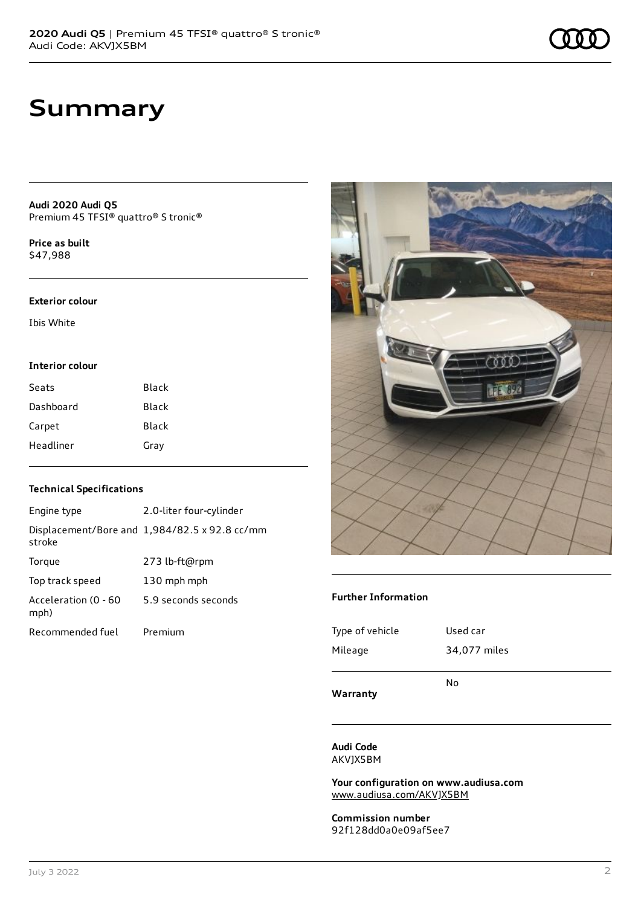# Summary

**Audi 2020 Audi Q5**
Premium 45 TFSI® quattro® S tronic®

**Price as built**
$47,988

### Exterior colour

Ibis White

### Interior colour

| | |
|---|---|
| Seats | Black |
| Dashboard | Black |
| Carpet | Black |
| Headliner | Gray |

### Technical Specifications

| | |
|---|---|
| Engine type | 2.0-liter four-cylinder |
| Displacement/Bore and stroke | 1,984/82.5 x 92.8 cc/mm |
| Torque | 273 lb-ft@rpm |
| Top track speed | 130 mph mph |
| Acceleration (0 - 60 mph) | 5.9 seconds seconds |
| Recommended fuel | Premium |

### Further Information

| | |
|---|---|
| Type of vehicle | Used car |
| Mileage | 34,077 miles |
| **Warranty** | No |

**Audi Code**
AKVJX5BM

**Your configuration on www.audiusa.com**
www.audiusa.com/AKVJX5BM

**Commission number**
92f128dd0a0e09af5ee7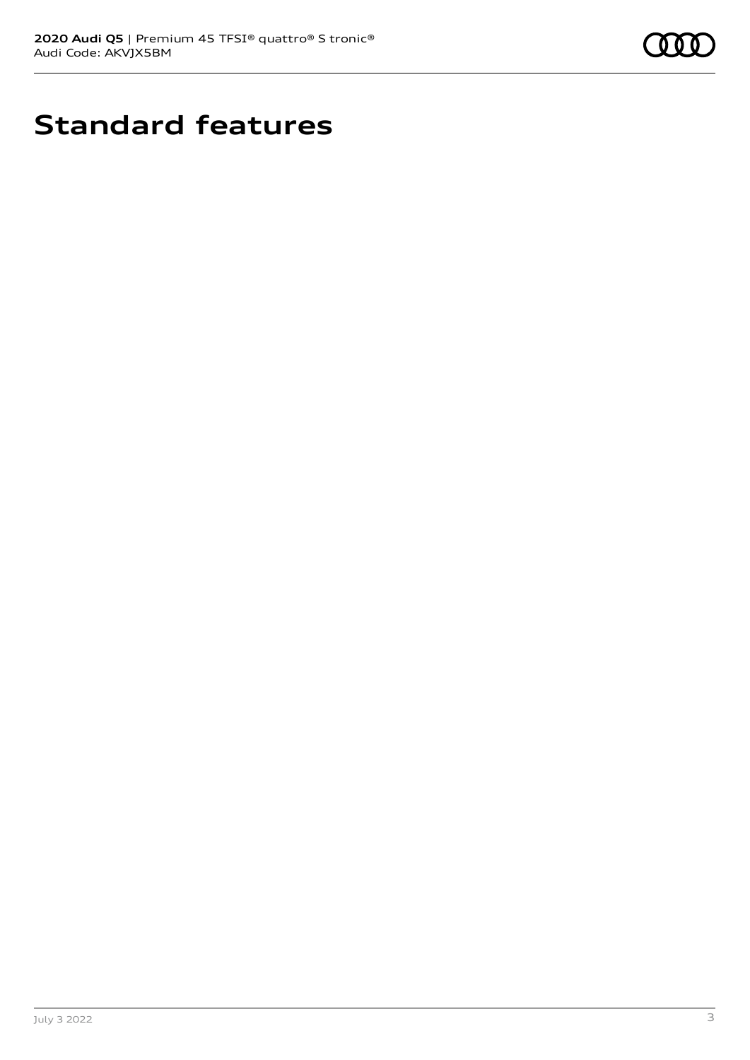# Standard features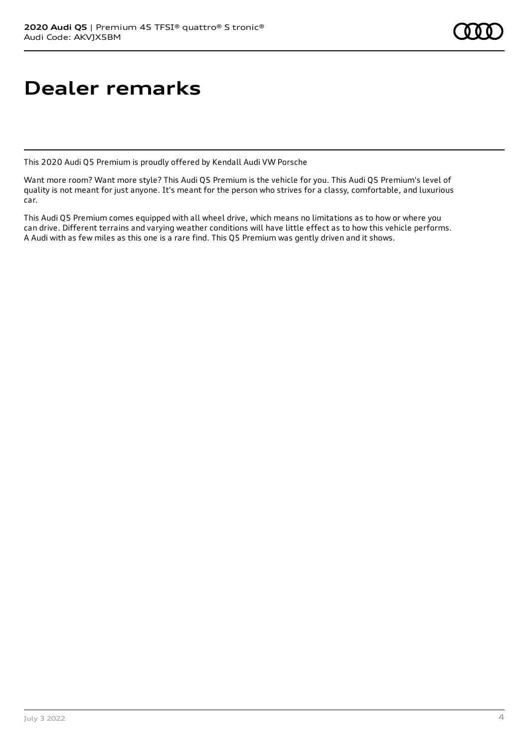# Dealer remarks

This 2020 Audi Q5 Premium is proudly offered by Kendall Audi VW Porsche

Want more room? Want more style? This Audi Q5 Premium is the vehicle for you. This Audi Q5 Premium's level of quality is not meant for just anyone. It's meant for the person who strives for a classy, comfortable, and luxurious car.

This Audi Q5 Premium comes equipped with all wheel drive, which means no limitations as to how or where you can drive. Different terrains and varying weather conditions will have little effect as to how this vehicle performs. A Audi with as few miles as this one is a rare find. This Q5 Premium was gently driven and it shows.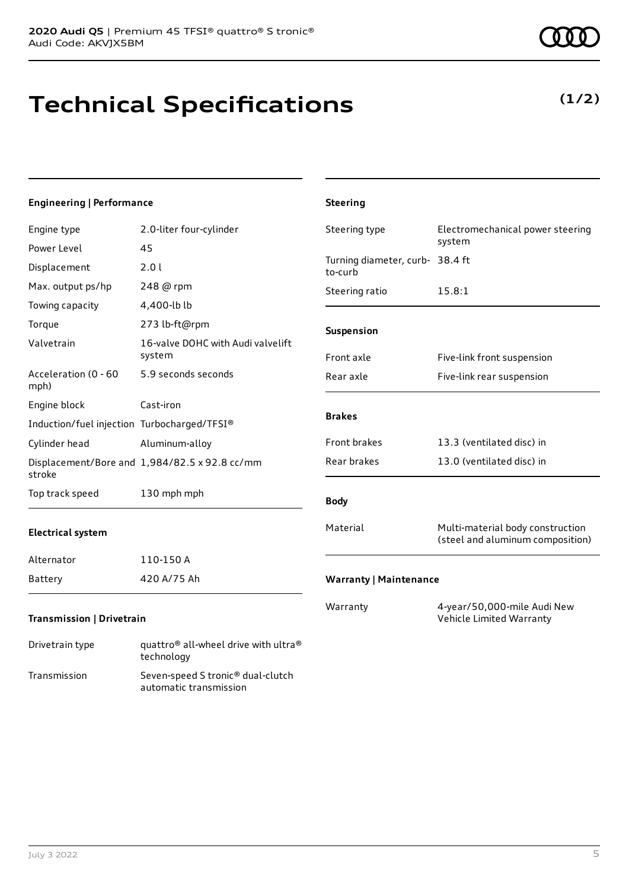# Technical Specifications

**(1/2)**

### Engineering | Performance

| | |
|---|---|
| Engine type | 2.0-liter four-cylinder |
| Power Level | 45 |
| Displacement | 2.0 l |
| Max. output ps/hp | 248 @ rpm |
| Towing capacity | 4,400-lb lb |
| Torque | 273 lb-ft@rpm |
| Valvetrain | 16-valve DOHC with Audi valvelift system |
| Acceleration (0 - 60 mph) | 5.9 seconds seconds |
| Engine block | Cast-iron |
| Induction/fuel injection | Turbocharged/TFSI® |
| Cylinder head | Aluminum-alloy |
| Displacement/Bore and stroke | 1,984/82.5 x 92.8 cc/mm |
| Top track speed | 130 mph mph |

### Electrical system

| | |
|---|---|
| Alternator | 110-150 A |
| Battery | 420 A/75 Ah |

### Transmission | Drivetrain

| | |
|---|---|
| Drivetrain type | quattro® all-wheel drive with ultra® technology |
| Transmission | Seven-speed S tronic® dual-clutch automatic transmission |

### Steering

| | |
|---|---|
| Steering type | Electromechanical power steering system |
| Turning diameter, curb-to-curb | 38.4 ft |
| Steering ratio | 15.8:1 |

### Suspension

| | |
|---|---|
| Front axle | Five-link front suspension |
| Rear axle | Five-link rear suspension |

### Brakes

| | |
|---|---|
| Front brakes | 13.3 (ventilated disc) in |
| Rear brakes | 13.0 (ventilated disc) in |

### Body

| | |
|---|---|
| Material | Multi-material body construction (steel and aluminum composition) |

### Warranty | Maintenance

| | |
|---|---|
| Warranty | 4-year/50,000-mile Audi New Vehicle Limited Warranty |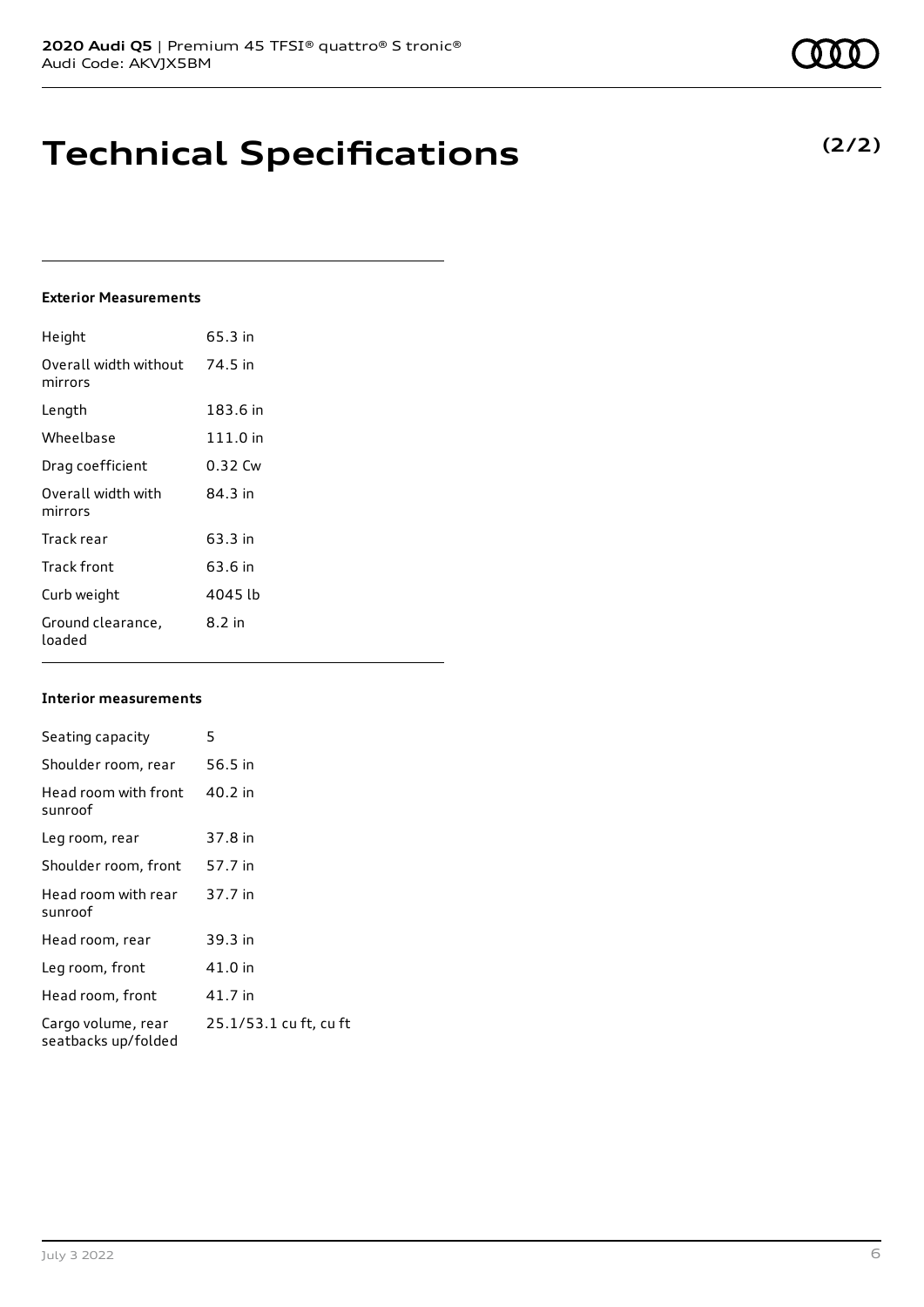# Technical Specifications

**(2/2)**

### Exterior Measurements

| | |
|---|---|
| Height | 65.3 in |
| Overall width without mirrors | 74.5 in |
| Length | 183.6 in |
| Wheelbase | 111.0 in |
| Drag coefficient | 0.32 Cw |
| Overall width with mirrors | 84.3 in |
| Track rear | 63.3 in |
| Track front | 63.6 in |
| Curb weight | 4045 lb |
| Ground clearance, loaded | 8.2 in |

### Interior measurements

| | |
|---|---|
| Seating capacity | 5 |
| Shoulder room, rear | 56.5 in |
| Head room with front sunroof | 40.2 in |
| Leg room, rear | 37.8 in |
| Shoulder room, front | 57.7 in |
| Head room with rear sunroof | 37.7 in |
| Head room, rear | 39.3 in |
| Leg room, front | 41.0 in |
| Head room, front | 41.7 in |
| Cargo volume, rear seatbacks up/folded | 25.1/53.1 cu ft, cu ft |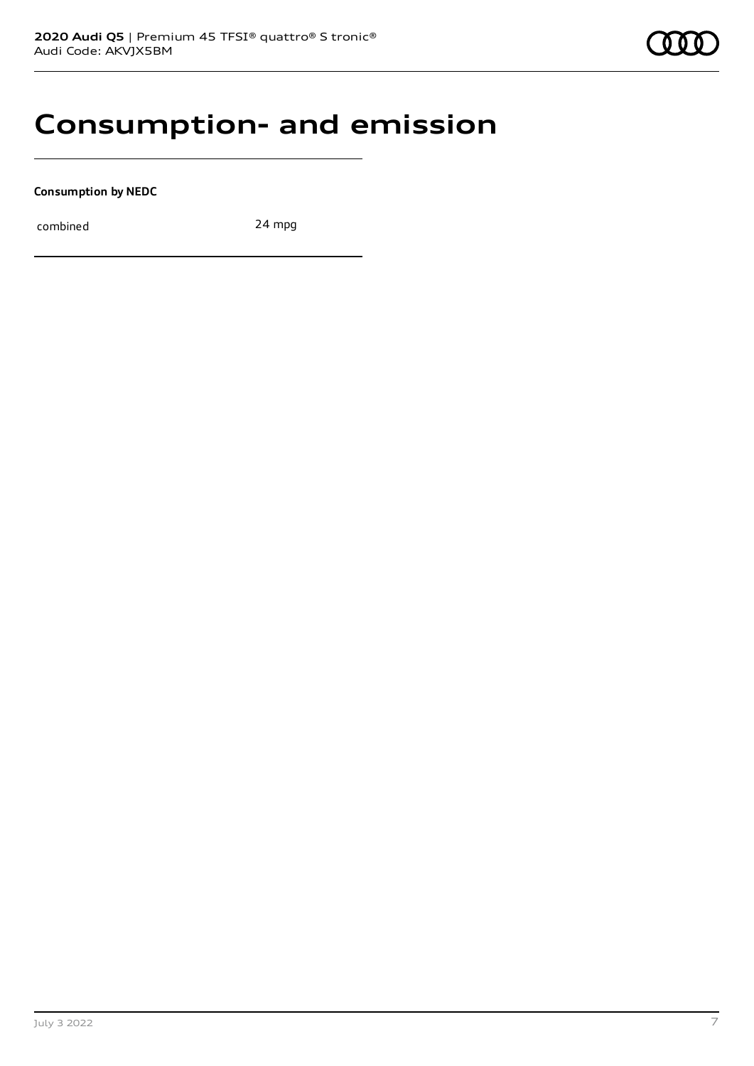# Consumption- and emission

**Consumption by NEDC**

| | |
|---|---|
| combined | 24 mpg |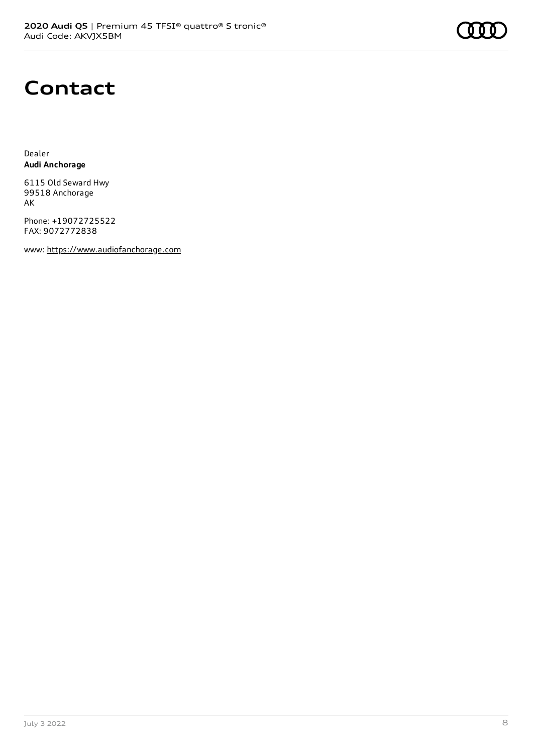# Contact

Dealer
**Audi Anchorage**

6115 Old Seward Hwy
99518 Anchorage
AK

Phone: +19072725522
FAX: 9072772838

www: https://www.audiofanchorage.com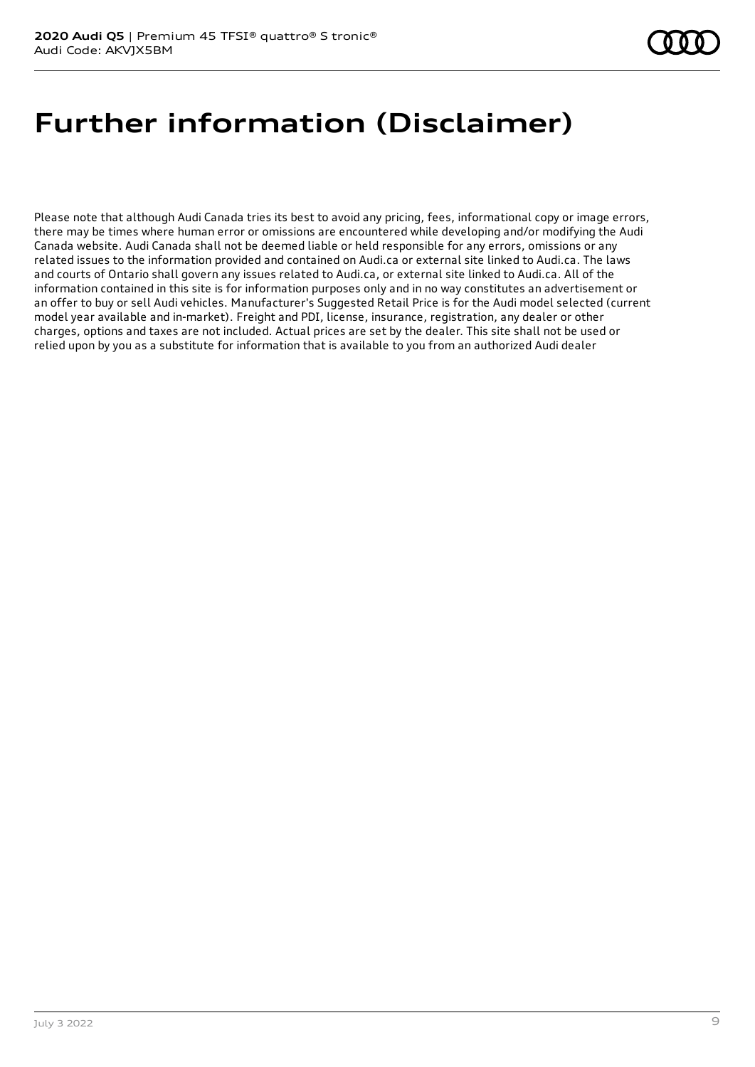# Further information (Disclaimer)

Please note that although Audi Canada tries its best to avoid any pricing, fees, informational copy or image errors, there may be times where human error or omissions are encountered while developing and/or modifying the Audi Canada website. Audi Canada shall not be deemed liable or held responsible for any errors, omissions or any related issues to the information provided and contained on Audi.ca or external site linked to Audi.ca. The laws and courts of Ontario shall govern any issues related to Audi.ca, or external site linked to Audi.ca. All of the information contained in this site is for information purposes only and in no way constitutes an advertisement or an offer to buy or sell Audi vehicles. Manufacturer's Suggested Retail Price is for the Audi model selected (current model year available and in-market). Freight and PDI, license, insurance, registration, any dealer or other charges, options and taxes are not included. Actual prices are set by the dealer. This site shall not be used or relied upon by you as a substitute for information that is available to you from an authorized Audi dealer